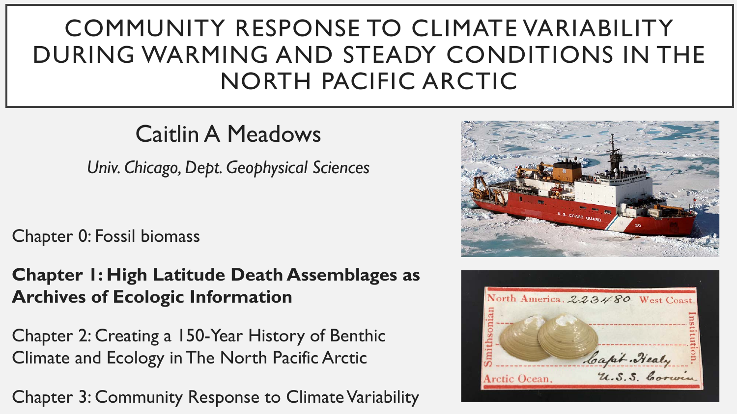# COMMUNITY RESPONSE TO CLIMATE VARIABILITY DURING WARMING AND STEADY CONDITIONS IN THE NORTH PACIFIC ARCTIC

Caitlin A Meadows

*Univ. Chicago, Dept. Geophysical Sciences*

Chapter 0: Fossil biomass

**Chapter 1: High Latitude Death Assemblages as Archives of Ecologic Information**

Chapter 2: Creating a 150-Year History of Benthic Climate and Ecology in The North Pacific Arctic

Chapter 3: Community Response to Climate Variability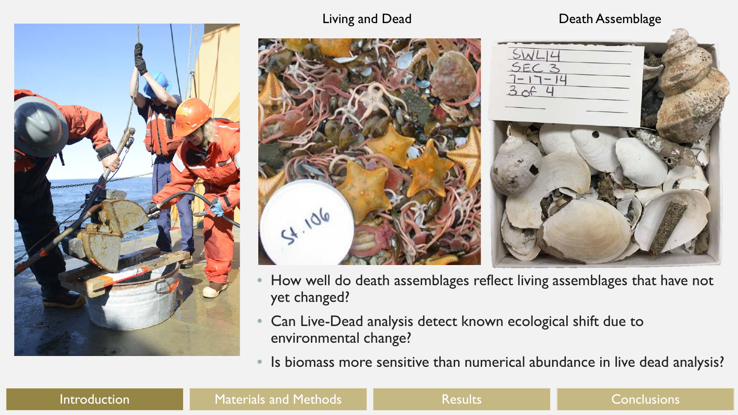Living and Dead

Death Assemblage

- How well do death assemblages reflect living assemblages that have not yet changed?
- Can Live-Dead analysis detect known ecological shift due to environmental change?
- Is biomass more sensitive than numerical abundance in live dead analysis?

Introduction | Materials and Methods | Results | Conclusions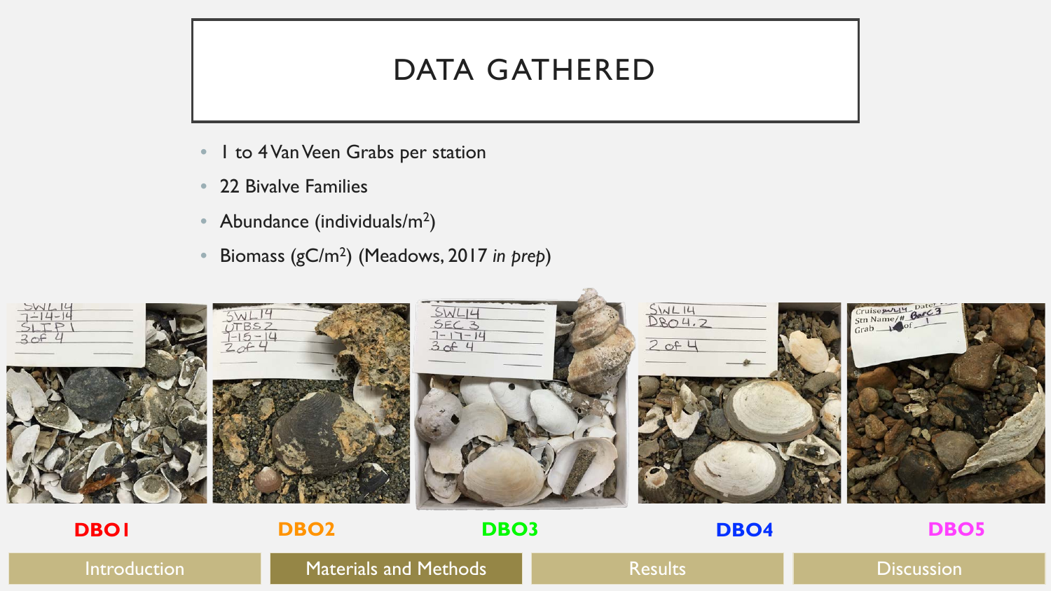# DATA GATHERED

- 1 to 4 Van Veen Grabs per station
- 22 Bivalve Families
- Abundance (individuals/$m^2$)
- Biomass (gC/$m^2$) (Meadows, 2017 *in prep*)

DBO1 DBO2 DBO3 DBO4 DBO5

Introduction | Materials and Methods | Results | Discussion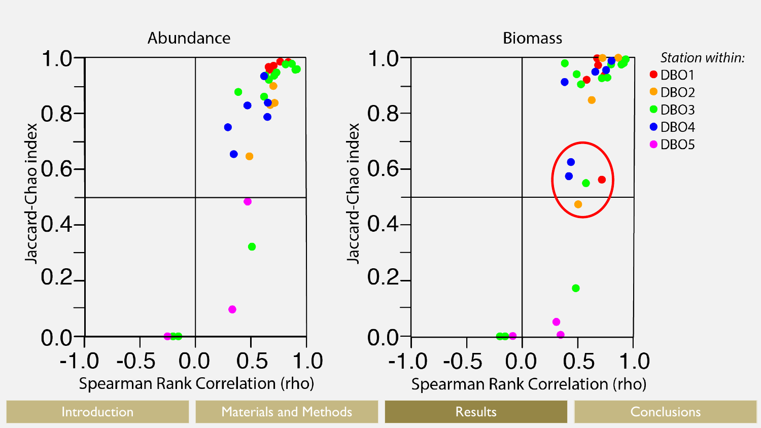## Abundance

Jaccard-Chao index (0.0–1.0) vs. Spearman Rank Correlation (rho) (-1.0–1.0)

## Biomass

Jaccard-Chao index (0.0–1.0) vs. Spearman Rank Correlation (rho) (-1.0–1.0)

*Station within:*

- DBO1
- DBO2
- DBO3
- DBO4
- DBO5

Introduction | Materials and Methods | Results | Conclusions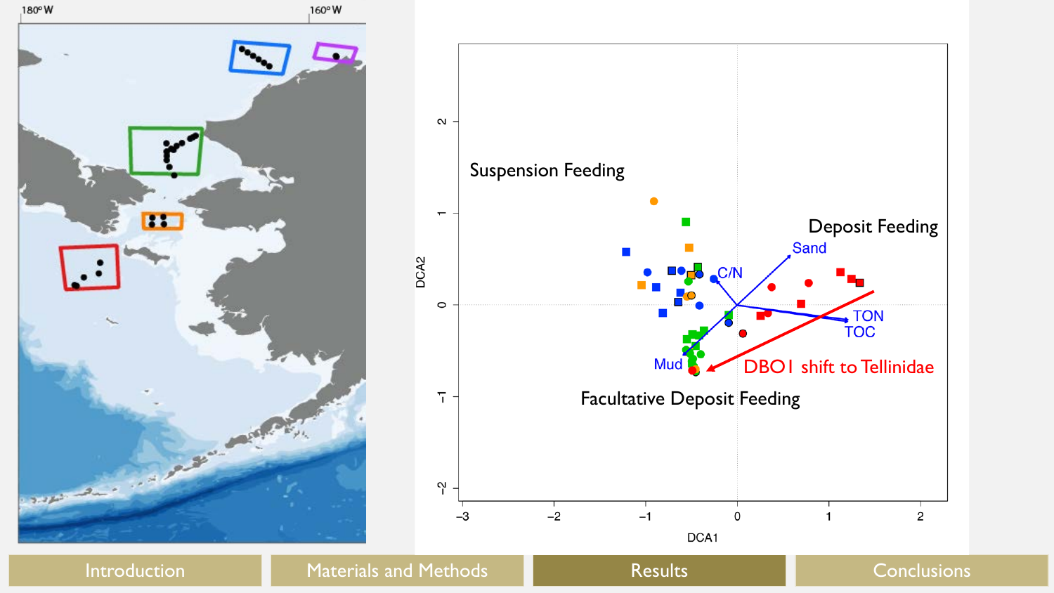Suspension Feeding

Deposit Feeding

Sand

C/N

TON

TOC

Mud

DBO1 shift to Tellinidae

Facultative Deposit Feeding

DCA1

DCA2

Introduction | Materials and Methods | Results | Conclusions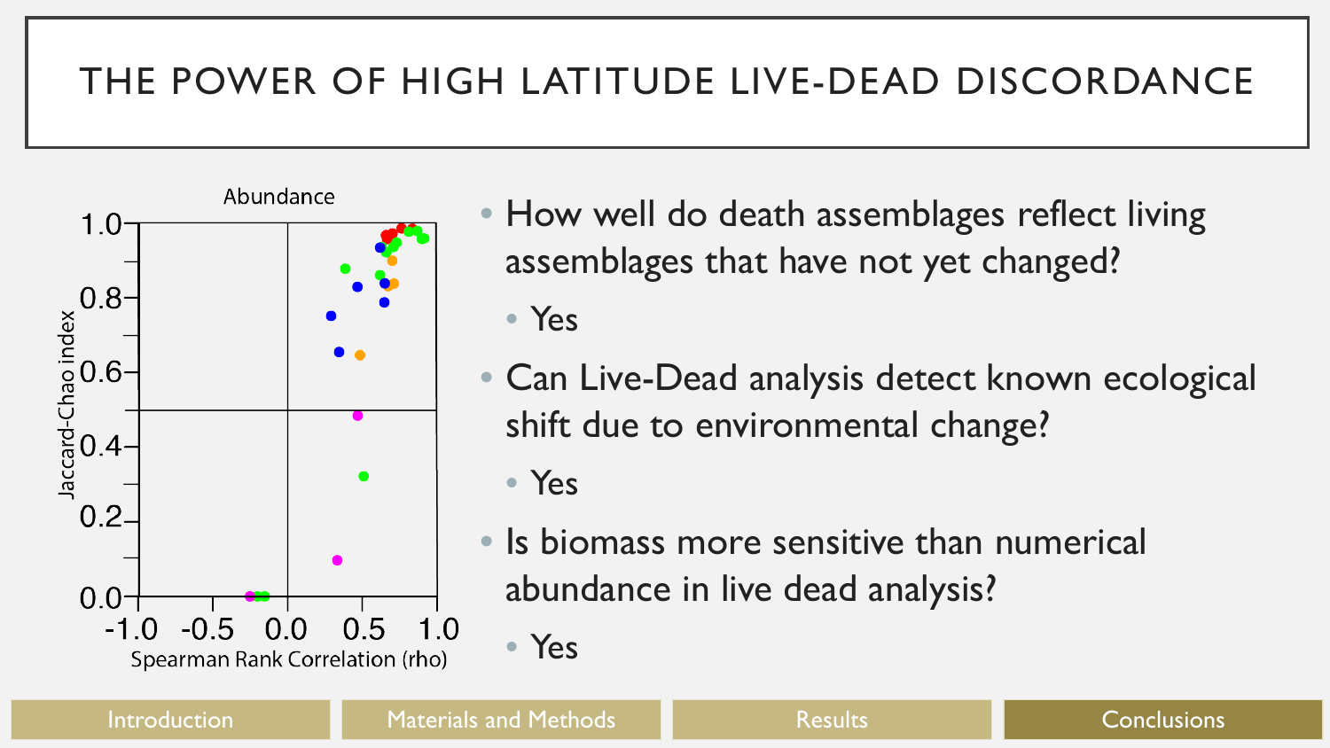# THE POWER OF HIGH LATITUDE LIVE-DEAD DISCORDANCE

Abundance

Jaccard-Chao index

Spearman Rank Correlation (rho)

- How well do death assemblages reflect living assemblages that have not yet changed?
  - Yes
- Can Live-Dead analysis detect known ecological shift due to environmental change?
  - Yes
- Is biomass more sensitive than numerical abundance in live dead analysis?
  - Yes

Introduction | Materials and Methods | Results | Conclusions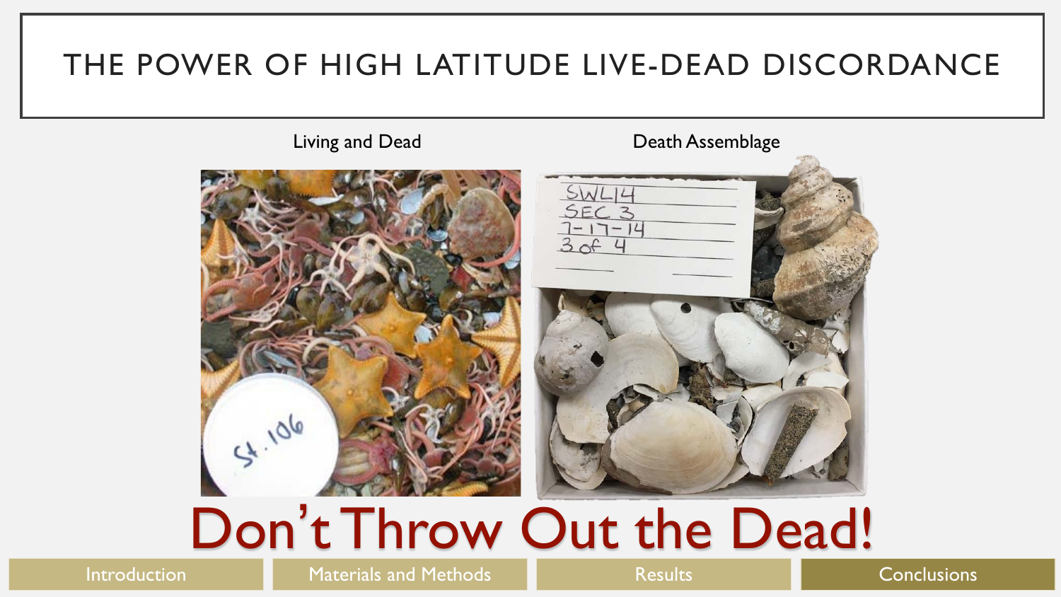# THE POWER OF HIGH LATITUDE LIVE-DEAD DISCORDANCE

Living and Dead

Death Assemblage

# Don't Throw Out the Dead!

Introduction | Materials and Methods | Results | Conclusions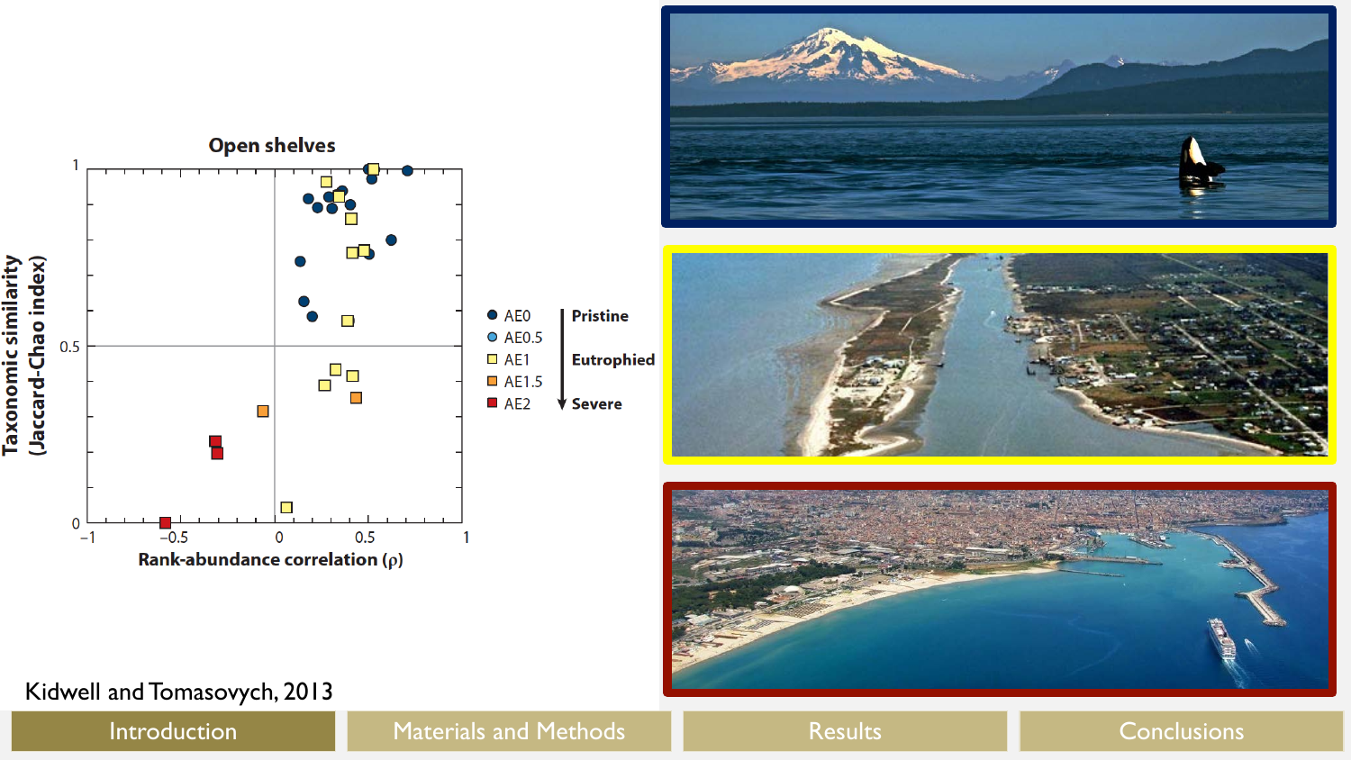Open shelves

Taxonomic similarity (Jaccard-Chao index)

1

0.5

0

−1

−0.5

0

0.5

1

Rank-abundance correlation (ρ)

AE0
AE0.5
AE1
AE1.5
AE2

Pristine

Eutrophied

Severe

Kidwell and Tomasovych, 2013

Introduction | Materials and Methods | Results | Conclusions